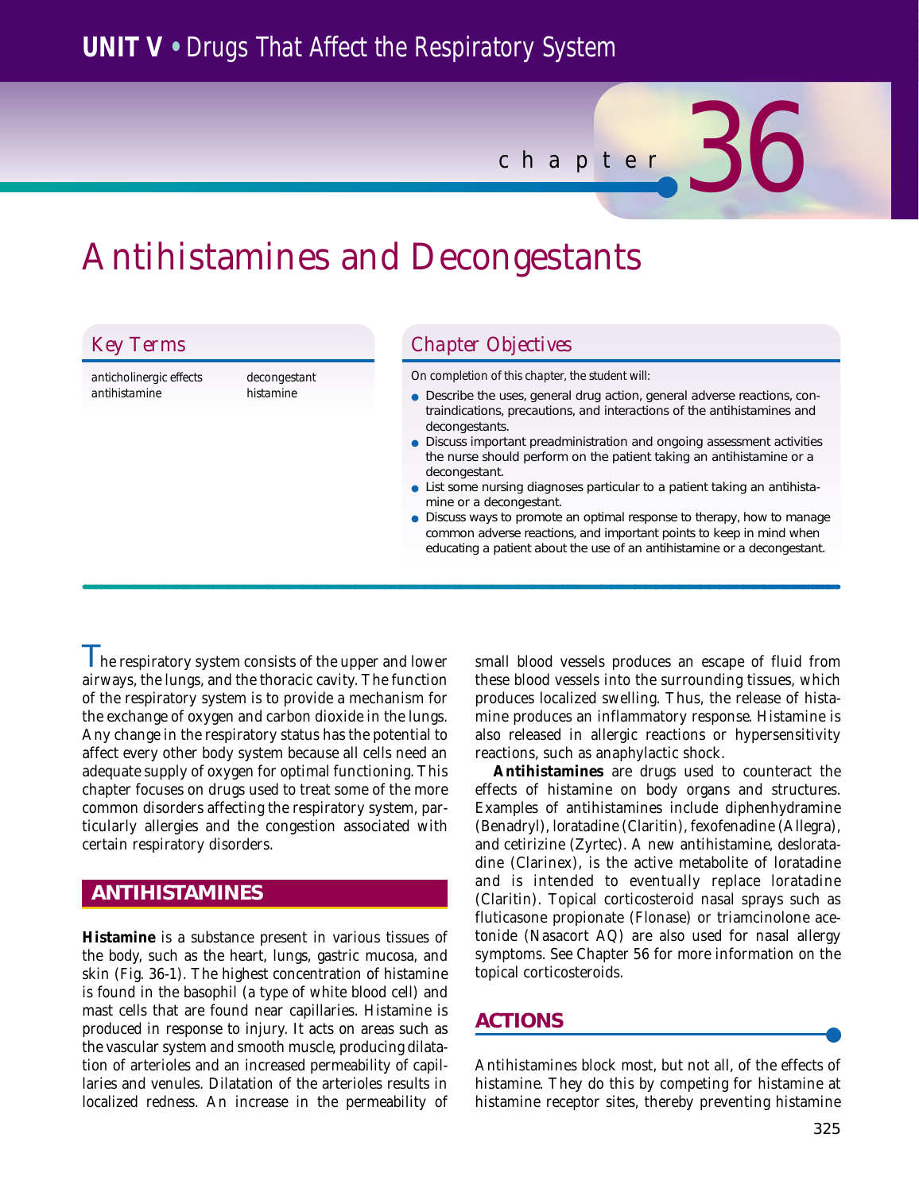UNIT V • Drugs That Affect the Respiratory System

chapter 36

# Antihistamines and Decongestants

## Key Terms

anticholinergic effects
antihistamine
decongestant
histamine

## Chapter Objectives

On completion of this chapter, the student will:

- Describe the uses, general drug action, general adverse reactions, contraindications, precautions, and interactions of the antihistamines and decongestants.
- Discuss important preadministration and ongoing assessment activities the nurse should perform on the patient taking an antihistamine or a decongestant.
- List some nursing diagnoses particular to a patient taking an antihistamine or a decongestant.
- Discuss ways to promote an optimal response to therapy, how to manage common adverse reactions, and important points to keep in mind when educating a patient about the use of an antihistamine or a decongestant.

The respiratory system consists of the upper and lower airways, the lungs, and the thoracic cavity. The function of the respiratory system is to provide a mechanism for the exchange of oxygen and carbon dioxide in the lungs. Any change in the respiratory status has the potential to affect every other body system because all cells need an adequate supply of oxygen for optimal functioning. This chapter focuses on drugs used to treat some of the more common disorders affecting the respiratory system, particularly allergies and the congestion associated with certain respiratory disorders.

## ANTIHISTAMINES

**Histamine** is a substance present in various tissues of the body, such as the heart, lungs, gastric mucosa, and skin (Fig. 36-1). The highest concentration of histamine is found in the basophil (a type of white blood cell) and mast cells that are found near capillaries. Histamine is produced in response to injury. It acts on areas such as the vascular system and smooth muscle, producing dilatation of arterioles and an increased permeability of capillaries and venules. Dilatation of the arterioles results in localized redness. An increase in the permeability of small blood vessels produces an escape of fluid from these blood vessels into the surrounding tissues, which produces localized swelling. Thus, the release of histamine produces an inflammatory response. Histamine is also released in allergic reactions or hypersensitivity reactions, such as anaphylactic shock.

**Antihistamines** are drugs used to counteract the effects of histamine on body organs and structures. Examples of antihistamines include diphenhydramine (Benadryl), loratadine (Claritin), fexofenadine (Allegra), and cetirizine (Zyrtec). A new antihistamine, desloratadine (Clarinex), is the active metabolite of loratadine and is intended to eventually replace loratadine (Claritin). Topical corticosteroid nasal sprays such as fluticasone propionate (Flonase) or triamcinolone acetonide (Nasacort AQ) are also used for nasal allergy symptoms. See Chapter 56 for more information on the topical corticosteroids.

## ACTIONS

Antihistamines block most, but not all, of the effects of histamine. They do this by competing for histamine at histamine receptor sites, thereby preventing histamine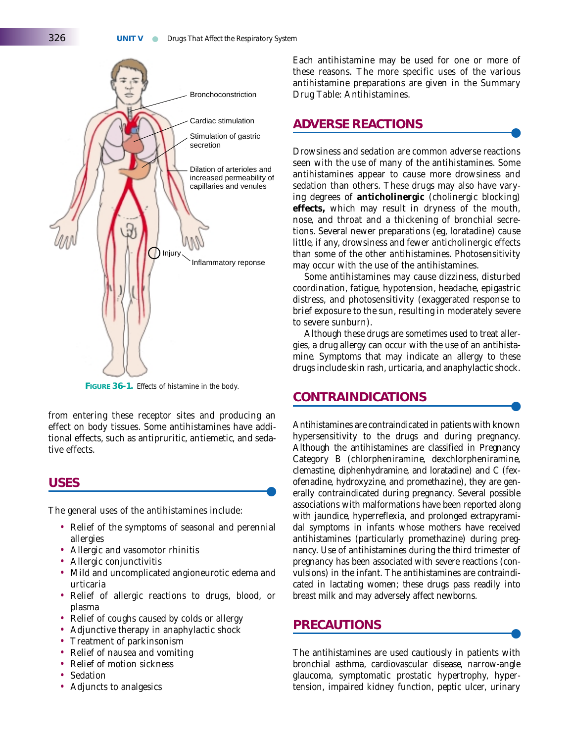Bronchoconstriction

Cardiac stimulation

Stimulation of gastric secretion

Dilation of arterioles and increased permeability of capillaries and venules

Injury

Inflammatory reponse

**FIGURE 36-1.** Effects of histamine in the body.

from entering these receptor sites and producing an effect on body tissues. Some antihistamines have additional effects, such as antipruritic, antiemetic, and sedative effects.

## USES

The general uses of the antihistamines include:

- Relief of the symptoms of seasonal and perennial allergies
- Allergic and vasomotor rhinitis
- Allergic conjunctivitis
- Mild and uncomplicated angioneurotic edema and urticaria
- Relief of allergic reactions to drugs, blood, or plasma
- Relief of coughs caused by colds or allergy
- Adjunctive therapy in anaphylactic shock
- Treatment of parkinsonism
- Relief of nausea and vomiting
- Relief of motion sickness
- Sedation
- Adjuncts to analgesics

Each antihistamine may be used for one or more of these reasons. The more specific uses of the various antihistamine preparations are given in the Summary Drug Table: Antihistamines.

## ADVERSE REACTIONS

Drowsiness and sedation are common adverse reactions seen with the use of many of the antihistamines. Some antihistamines appear to cause more drowsiness and sedation than others. These drugs may also have varying degrees of **anticholinergic** (cholinergic blocking) **effects,** which may result in dryness of the mouth, nose, and throat and a thickening of bronchial secretions. Several newer preparations (eg, loratadine) cause little, if any, drowsiness and fewer anticholinergic effects than some of the other antihistamines. Photosensitivity may occur with the use of the antihistamines.

Some antihistamines may cause dizziness, disturbed coordination, fatigue, hypotension, headache, epigastric distress, and photosensitivity (exaggerated response to brief exposure to the sun, resulting in moderately severe to severe sunburn).

Although these drugs are sometimes used to treat allergies, a drug allergy can occur with the use of an antihistamine. Symptoms that may indicate an allergy to these drugs include skin rash, urticaria, and anaphylactic shock.

## CONTRAINDICATIONS

Antihistamines are contraindicated in patients with known hypersensitivity to the drugs and during pregnancy. Although the antihistamines are classified in Pregnancy Category B (chlorpheniramine, dexchlorpheniramine, clemastine, diphenhydramine, and loratadine) and C (fexofenadine, hydroxyzine, and promethazine), they are generally contraindicated during pregnancy. Several possible associations with malformations have been reported along with jaundice, hyperreflexia, and prolonged extrapyramidal symptoms in infants whose mothers have received antihistamines (particularly promethazine) during pregnancy. Use of antihistamines during the third trimester of pregnancy has been associated with severe reactions (convulsions) in the infant. The antihistamines are contraindicated in lactating women; these drugs pass readily into breast milk and may adversely affect newborns.

## PRECAUTIONS

The antihistamines are used cautiously in patients with bronchial asthma, cardiovascular disease, narrow-angle glaucoma, symptomatic prostatic hypertrophy, hypertension, impaired kidney function, peptic ulcer, urinary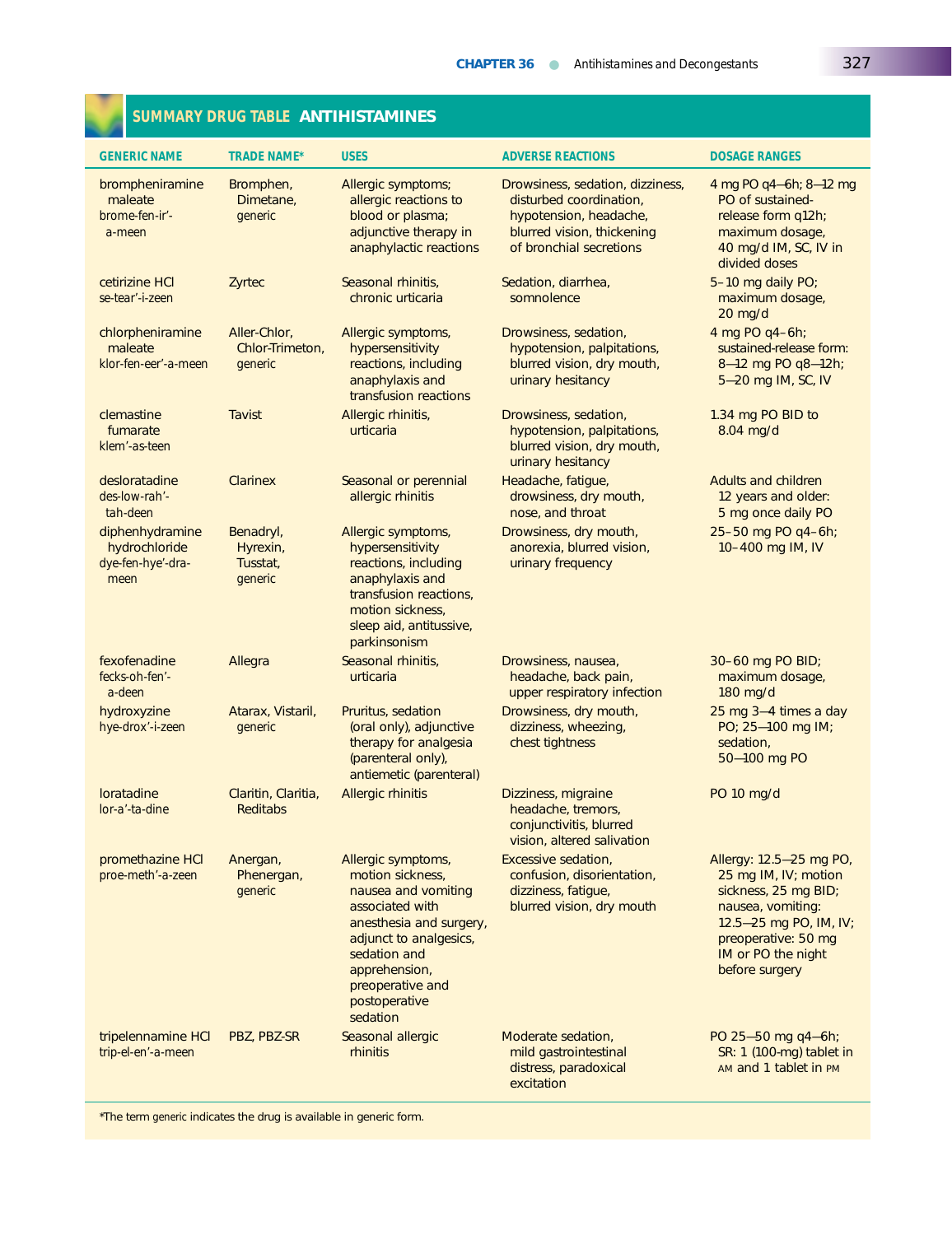## SUMMARY DRUG TABLE ANTIHISTAMINES

| GENERIC NAME | TRADE NAME* | USES | ADVERSE REACTIONS | DOSAGE RANGES |
|---|---|---|---|---|
| brompheniramine maleate brome-fen-ir'-a-meen | Bromphen, Dimetane, generic | Allergic symptoms; allergic reactions to blood or plasma; adjunctive therapy in anaphylactic reactions | Drowsiness, sedation, dizziness, disturbed coordination, hypotension, headache, blurred vision, thickening of bronchial secretions | 4 mg PO q4–6h; 8–12 mg PO of sustained-release form q12h; maximum dosage, 40 mg/d IM, SC, IV in divided doses |
| cetirizine HCl se-tear'-i-zeen | Zyrtec | Seasonal rhinitis, chronic urticaria | Sedation, diarrhea, somnolence | 5–10 mg daily PO; maximum dosage, 20 mg/d |
| chlorpheniramine maleate klor-fen-eer'-a-meen | Aller-Chlor, Chlor-Trimeton, generic | Allergic symptoms, hypersensitivity reactions, including anaphylaxis and transfusion reactions | Drowsiness, sedation, hypotension, palpitations, blurred vision, dry mouth, urinary hesitancy | 4 mg PO q4–6h; sustained-release form: 8–12 mg PO q8–12h; 5–20 mg IM, SC, IV |
| clemastine fumarate klem'-as-teen | Tavist | Allergic rhinitis, urticaria | Drowsiness, sedation, hypotension, palpitations, blurred vision, dry mouth, urinary hesitancy | 1.34 mg PO BID to 8.04 mg/d |
| desloratadine des-low-rah'-tah-deen | Clarinex | Seasonal or perennial allergic rhinitis | Headache, fatigue, drowsiness, dry mouth, nose, and throat | Adults and children 12 years and older: 5 mg once daily PO |
| diphenhydramine hydrochloride dye-fen-hye'-dra-meen | Benadryl, Hyrexin, Tusstat, generic | Allergic symptoms, hypersensitivity reactions, including anaphylaxis and transfusion reactions, motion sickness, sleep aid, antitussive, parkinsonism | Drowsiness, dry mouth, anorexia, blurred vision, urinary frequency | 25–50 mg PO q4–6h; 10–400 mg IM, IV |
| fexofenadine fecks-oh-fen'-a-deen | Allegra | Seasonal rhinitis, urticaria | Drowsiness, nausea, headache, back pain, upper respiratory infection | 30–60 mg PO BID; maximum dosage, 180 mg/d |
| hydroxyzine hye-drox'-i-zeen | Atarax, Vistaril, generic | Pruritus, sedation (oral only), adjunctive therapy for analgesia (parenteral only), antiemetic (parenteral) | Drowsiness, dry mouth, dizziness, wheezing, chest tightness | 25 mg 3–4 times a day PO; 25–100 mg IM; sedation, 50–100 mg PO |
| loratadine lor-a'-ta-dine | Claritin, Claritia, Reditabs | Allergic rhinitis | Dizziness, migraine headache, tremors, conjunctivitis, blurred vision, altered salivation | PO 10 mg/d |
| promethazine HCl proe-meth'-a-zeen | Anergan, Phenergan, generic | Allergic symptoms, motion sickness, nausea and vomiting associated with anesthesia and surgery, adjunct to analgesics, sedation and apprehension, preoperative and postoperative sedation | Excessive sedation, confusion, disorientation, dizziness, fatigue, blurred vision, dry mouth | Allergy: 12.5–25 mg PO, 25 mg IM, IV; motion sickness, 25 mg BID; nausea, vomiting: 12.5–25 mg PO, IM, IV; preoperative: 50 mg IM or PO the night before surgery |
| tripelennamine HCl trip-el-en'-a-meen | PBZ, PBZ-SR | Seasonal allergic rhinitis | Moderate sedation, mild gastrointestinal distress, paradoxical excitation | PO 25–50 mg q4–6h; SR: 1 (100-mg) tablet in AM and 1 tablet in PM |

*The term *generic* indicates the drug is available in generic form.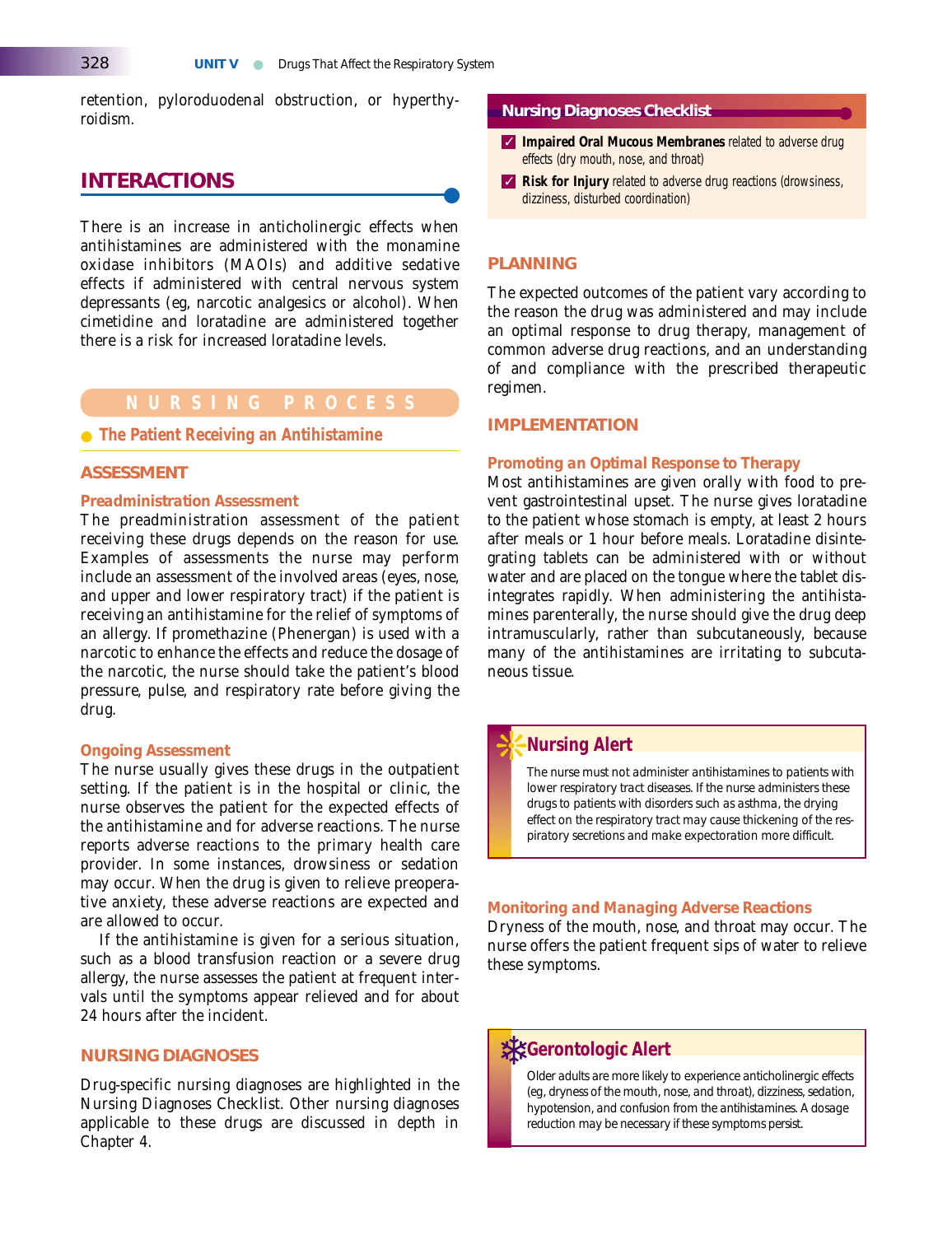retention, pyloroduodenal obstruction, or hyperthyroidism.

## INTERACTIONS

There is an increase in anticholinergic effects when antihistamines are administered with the monamine oxidase inhibitors (MAOIs) and additive sedative effects if administered with central nervous system depressants (eg, narcotic analgesics or alcohol). When cimetidine and loratadine are administered together there is a risk for increased loratadine levels.

## NURSING PROCESS

### The Patient Receiving an Antihistamine

### ASSESSMENT

#### Preadministration Assessment

The preadministration assessment of the patient receiving these drugs depends on the reason for use. Examples of assessments the nurse may perform include an assessment of the involved areas (eyes, nose, and upper and lower respiratory tract) if the patient is receiving an antihistamine for the relief of symptoms of an allergy. If promethazine (Phenergan) is used with a narcotic to enhance the effects and reduce the dosage of the narcotic, the nurse should take the patient's blood pressure, pulse, and respiratory rate before giving the drug.

#### Ongoing Assessment

The nurse usually gives these drugs in the outpatient setting. If the patient is in the hospital or clinic, the nurse observes the patient for the expected effects of the antihistamine and for adverse reactions. The nurse reports adverse reactions to the primary health care provider. In some instances, drowsiness or sedation may occur. When the drug is given to relieve preoperative anxiety, these adverse reactions are expected and are allowed to occur.

If the antihistamine is given for a serious situation, such as a blood transfusion reaction or a severe drug allergy, the nurse assesses the patient at frequent intervals until the symptoms appear relieved and for about 24 hours after the incident.

### NURSING DIAGNOSES

Drug-specific nursing diagnoses are highlighted in the Nursing Diagnoses Checklist. Other nursing diagnoses applicable to these drugs are discussed in depth in Chapter 4.

> **Nursing Diagnoses Checklist**
>
> ✓ **Impaired Oral Mucous Membranes** related to adverse drug effects (dry mouth, nose, and throat)
>
> ✓ **Risk for Injury** related to adverse drug reactions (drowsiness, dizziness, disturbed coordination)

### PLANNING

The expected outcomes of the patient vary according to the reason the drug was administered and may include an optimal response to drug therapy, management of common adverse drug reactions, and an understanding of and compliance with the prescribed therapeutic regimen.

### IMPLEMENTATION

#### Promoting an Optimal Response to Therapy

Most antihistamines are given orally with food to prevent gastrointestinal upset. The nurse gives loratadine to the patient whose stomach is empty, at least 2 hours after meals or 1 hour before meals. Loratadine disintegrating tablets can be administered with or without water and are placed on the tongue where the tablet disintegrates rapidly. When administering the antihistamines parenterally, the nurse should give the drug deep intramuscularly, rather than subcutaneously, because many of the antihistamines are irritating to subcutaneous tissue.

> **Nursing Alert**
>
> The nurse must not administer antihistamines to patients with lower respiratory tract diseases. If the nurse administers these drugs to patients with disorders such as asthma, the drying effect on the respiratory tract may cause thickening of the respiratory secretions and make expectoration more difficult.

#### Monitoring and Managing Adverse Reactions

Dryness of the mouth, nose, and throat may occur. The nurse offers the patient frequent sips of water to relieve these symptoms.

> **Gerontologic Alert**
>
> Older adults are more likely to experience anticholinergic effects (eg, dryness of the mouth, nose, and throat), dizziness, sedation, hypotension, and confusion from the antihistamines. A dosage reduction may be necessary if these symptoms persist.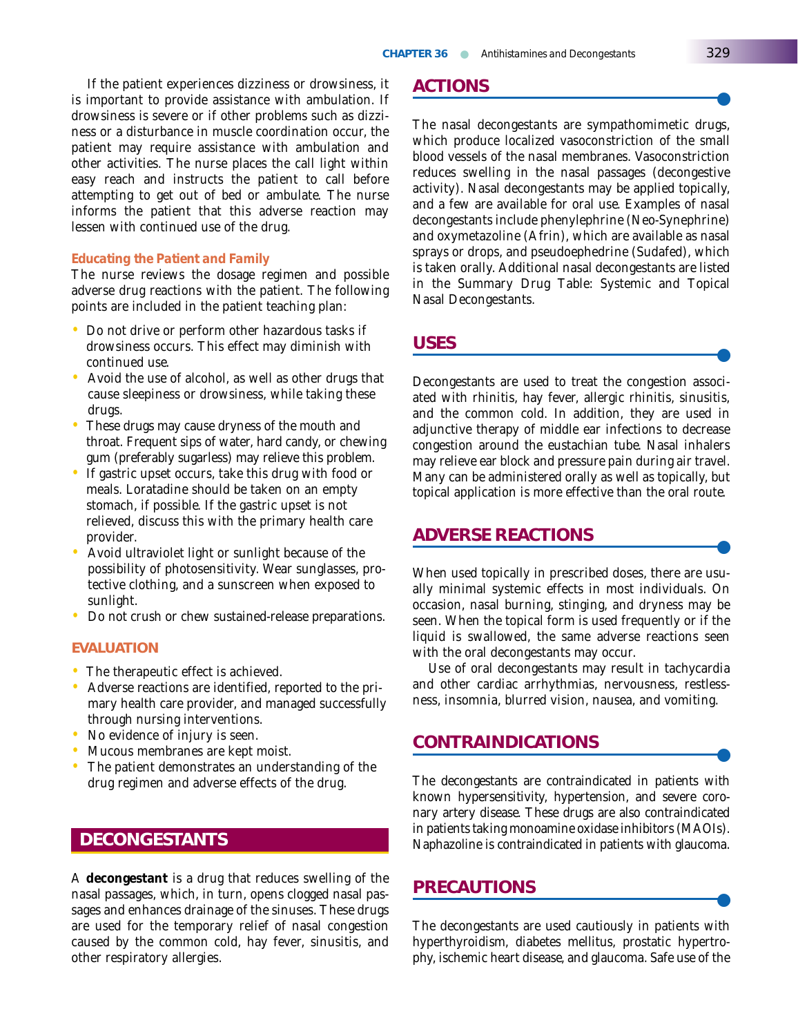If the patient experiences dizziness or drowsiness, it is important to provide assistance with ambulation. If drowsiness is severe or if other problems such as dizziness or a disturbance in muscle coordination occur, the patient may require assistance with ambulation and other activities. The nurse places the call light within easy reach and instructs the patient to call before attempting to get out of bed or ambulate. The nurse informs the patient that this adverse reaction may lessen with continued use of the drug.

#### Educating the Patient and Family

The nurse reviews the dosage regimen and possible adverse drug reactions with the patient. The following points are included in the patient teaching plan:

- Do not drive or perform other hazardous tasks if drowsiness occurs. This effect may diminish with continued use.
- Avoid the use of alcohol, as well as other drugs that cause sleepiness or drowsiness, while taking these drugs.
- These drugs may cause dryness of the mouth and throat. Frequent sips of water, hard candy, or chewing gum (preferably sugarless) may relieve this problem.
- If gastric upset occurs, take this drug with food or meals. Loratadine should be taken on an empty stomach, if possible. If the gastric upset is not relieved, discuss this with the primary health care provider.
- Avoid ultraviolet light or sunlight because of the possibility of photosensitivity. Wear sunglasses, protective clothing, and a sunscreen when exposed to sunlight.
- Do not crush or chew sustained-release preparations.

### EVALUATION

- The therapeutic effect is achieved.
- Adverse reactions are identified, reported to the primary health care provider, and managed successfully through nursing interventions.
- No evidence of injury is seen.
- Mucous membranes are kept moist.
- The patient demonstrates an understanding of the drug regimen and adverse effects of the drug.

# DECONGESTANTS

A **decongestant** is a drug that reduces swelling of the nasal passages, which, in turn, opens clogged nasal passages and enhances drainage of the sinuses. These drugs are used for the temporary relief of nasal congestion caused by the common cold, hay fever, sinusitis, and other respiratory allergies.

## ACTIONS

The nasal decongestants are sympathomimetic drugs, which produce localized vasoconstriction of the small blood vessels of the nasal membranes. Vasoconstriction reduces swelling in the nasal passages (decongestive activity). Nasal decongestants may be applied topically, and a few are available for oral use. Examples of nasal decongestants include phenylephrine (Neo-Synephrine) and oxymetazoline (Afrin), which are available as nasal sprays or drops, and pseudoephedrine (Sudafed), which is taken orally. Additional nasal decongestants are listed in the Summary Drug Table: Systemic and Topical Nasal Decongestants.

## USES

Decongestants are used to treat the congestion associated with rhinitis, hay fever, allergic rhinitis, sinusitis, and the common cold. In addition, they are used in adjunctive therapy of middle ear infections to decrease congestion around the eustachian tube. Nasal inhalers may relieve ear block and pressure pain during air travel. Many can be administered orally as well as topically, but topical application is more effective than the oral route.

## ADVERSE REACTIONS

When used topically in prescribed doses, there are usually minimal systemic effects in most individuals. On occasion, nasal burning, stinging, and dryness may be seen. When the topical form is used frequently or if the liquid is swallowed, the same adverse reactions seen with the oral decongestants may occur.

Use of oral decongestants may result in tachycardia and other cardiac arrhythmias, nervousness, restlessness, insomnia, blurred vision, nausea, and vomiting.

## CONTRAINDICATIONS

The decongestants are contraindicated in patients with known hypersensitivity, hypertension, and severe coronary artery disease. These drugs are also contraindicated in patients taking monoamine oxidase inhibitors (MAOIs). Naphazoline is contraindicated in patients with glaucoma.

## PRECAUTIONS

The decongestants are used cautiously in patients with hyperthyroidism, diabetes mellitus, prostatic hypertrophy, ischemic heart disease, and glaucoma. Safe use of the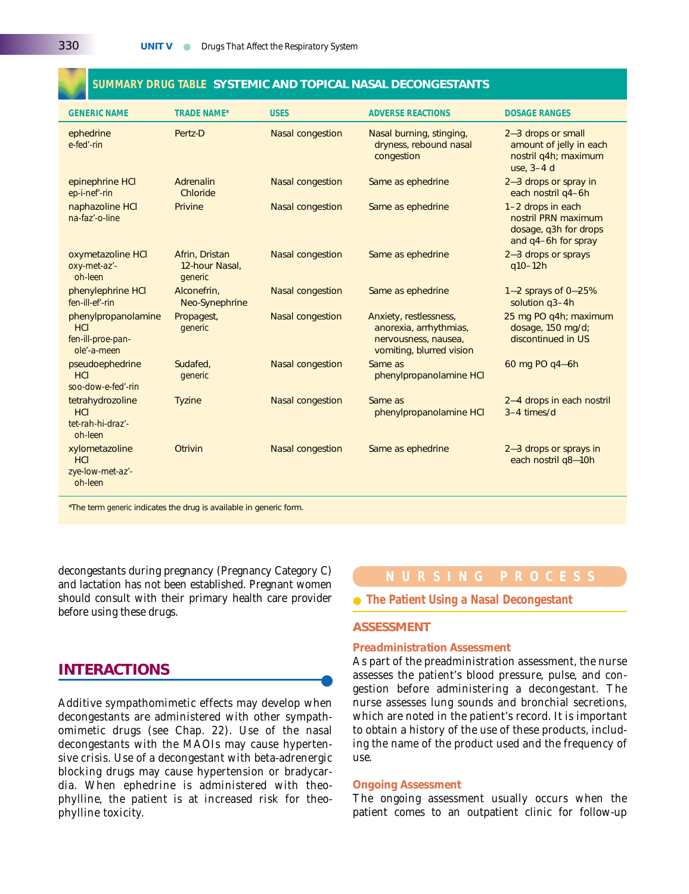## SUMMARY DRUG TABLE SYSTEMIC AND TOPICAL NASAL DECONGESTANTS

| GENERIC NAME | TRADE NAME* | USES | ADVERSE REACTIONS | DOSAGE RANGES |
|---|---|---|---|---|
| ephedrine<br>e-fed'-rin | Pertz-D | Nasal congestion | Nasal burning, stinging, dryness, rebound nasal congestion | 2–3 drops or small amount of jelly in each nostril q4h; maximum use, 3–4 d |
| epinephrine HCl<br>ep-i-nef'-rin | Adrenalin Chloride | Nasal congestion | Same as ephedrine | 2–3 drops or spray in each nostril q4–6h |
| naphazoline HCl<br>na-faz'-o-line | Privine | Nasal congestion | Same as ephedrine | 1–2 drops in each nostril PRN maximum dosage, q3h for drops and q4–6h for spray |
| oxymetazoline HCl<br>oxy-met-az'-oh-leen | Afrin, Dristan 12-hour Nasal, generic | Nasal congestion | Same as ephedrine | 2–3 drops or sprays q10–12h |
| phenylephrine HCl<br>fen-ill-ef'-rin | Alconefrin, Neo-Synephrine | Nasal congestion | Same as ephedrine | 1–2 sprays of 0–25% solution q3–4h |
| phenylpropanolamine HCl<br>fen-ill-proe-pan-ole'-a-meen | Propagest, generic | Nasal congestion | Anxiety, restlessness, anorexia, arrhythmias, nervousness, nausea, vomiting, blurred vision | 25 mg PO q4h; maximum dosage, 150 mg/d; discontinued in US |
| pseudoephedrine HCl<br>soo-dow-e-fed'-rin | Sudafed, generic | Nasal congestion | Same as phenylpropanolamine HCl | 60 mg PO q4–6h |
| tetrahydrozoline HCl<br>tet-rah-hi-draz'-oh-leen | Tyzine | Nasal congestion | Same as phenylpropanolamine HCl | 2–4 drops in each nostril 3–4 times/d |
| xylometazoline HCl<br>zye-low-met-az'-oh-leen | Otrivin | Nasal congestion | Same as ephedrine | 2–3 drops or sprays in each nostril q8–10h |

*The term *generic* indicates the drug is available in generic form.

decongestants during pregnancy (Pregnancy Category C) and lactation has not been established. Pregnant women should consult with their primary health care provider before using these drugs.

## INTERACTIONS

Additive sympathomimetic effects may develop when decongestants are administered with other sympathomimetic drugs (see Chap. 22). Use of the nasal decongestants with the MAOIs may cause hypertensive crisis. Use of a decongestant with beta-adrenergic blocking drugs may cause hypertension or bradycardia. When ephedrine is administered with theophylline, the patient is at increased risk for theophylline toxicity.

## NURSING PROCESS

### The Patient Using a Nasal Decongestant

### ASSESSMENT

#### Preadministration Assessment

As part of the preadministration assessment, the nurse assesses the patient's blood pressure, pulse, and congestion before administering a decongestant. The nurse assesses lung sounds and bronchial secretions, which are noted in the patient's record. It is important to obtain a history of the use of these products, including the name of the product used and the frequency of use.

#### Ongoing Assessment

The ongoing assessment usually occurs when the patient comes to an outpatient clinic for follow-up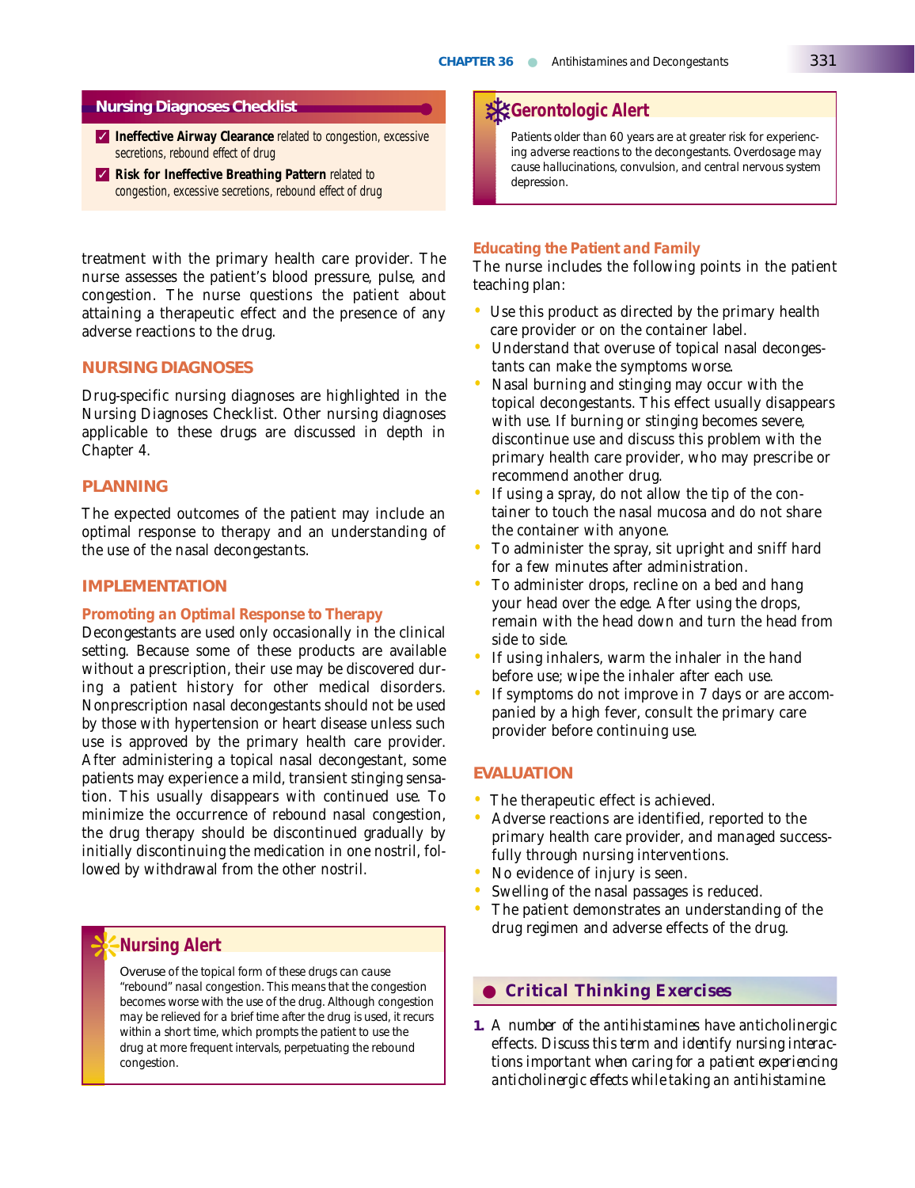## Nursing Diagnoses Checklist

- ✓ **Ineffective Airway Clearance** related to congestion, excessive secretions, rebound effect of drug
- ✓ **Risk for Ineffective Breathing Pattern** related to congestion, excessive secretions, rebound effect of drug

treatment with the primary health care provider. The nurse assesses the patient's blood pressure, pulse, and congestion. The nurse questions the patient about attaining a therapeutic effect and the presence of any adverse reactions to the drug.

### NURSING DIAGNOSES

Drug-specific nursing diagnoses are highlighted in the Nursing Diagnoses Checklist. Other nursing diagnoses applicable to these drugs are discussed in depth in Chapter 4.

### PLANNING

The expected outcomes of the patient may include an optimal response to therapy and an understanding of the use of the nasal decongestants.

### IMPLEMENTATION

#### Promoting an Optimal Response to Therapy

Decongestants are used only occasionally in the clinical setting. Because some of these products are available without a prescription, their use may be discovered during a patient history for other medical disorders. Nonprescription nasal decongestants should not be used by those with hypertension or heart disease unless such use is approved by the primary health care provider. After administering a topical nasal decongestant, some patients may experience a mild, transient stinging sensation. This usually disappears with continued use. To minimize the occurrence of rebound nasal congestion, the drug therapy should be discontinued gradually by initially discontinuing the medication in one nostril, followed by withdrawal from the other nostril.

**Nursing Alert**

Overuse of the topical form of these drugs can cause "rebound" nasal congestion. This means that the congestion becomes worse with the use of the drug. Although congestion may be relieved for a brief time after the drug is used, it recurs within a short time, which prompts the patient to use the drug at more frequent intervals, perpetuating the rebound congestion.

**Gerontologic Alert**

Patients older than 60 years are at greater risk for experiencing adverse reactions to the decongestants. Overdosage may cause hallucinations, convulsion, and central nervous system depression.

#### Educating the Patient and Family

The nurse includes the following points in the patient teaching plan:

- Use this product as directed by the primary health care provider or on the container label.
- Understand that overuse of topical nasal decongestants can make the symptoms worse.
- Nasal burning and stinging may occur with the topical decongestants. This effect usually disappears with use. If burning or stinging becomes severe, discontinue use and discuss this problem with the primary health care provider, who may prescribe or recommend another drug.
- If using a spray, do not allow the tip of the container to touch the nasal mucosa and do not share the container with anyone.
- To administer the spray, sit upright and sniff hard for a few minutes after administration.
- To administer drops, recline on a bed and hang your head over the edge. After using the drops, remain with the head down and turn the head from side to side.
- If using inhalers, warm the inhaler in the hand before use; wipe the inhaler after each use.
- If symptoms do not improve in 7 days or are accompanied by a high fever, consult the primary care provider before continuing use.

### EVALUATION

- The therapeutic effect is achieved.
- Adverse reactions are identified, reported to the primary health care provider, and managed successfully through nursing interventions.
- No evidence of injury is seen.
- Swelling of the nasal passages is reduced.
- The patient demonstrates an understanding of the drug regimen and adverse effects of the drug.

## Critical Thinking Exercises

1. *A number of the antihistamines have anticholinergic effects. Discuss this term and identify nursing interactions important when caring for a patient experiencing anticholinergic effects while taking an antihistamine.*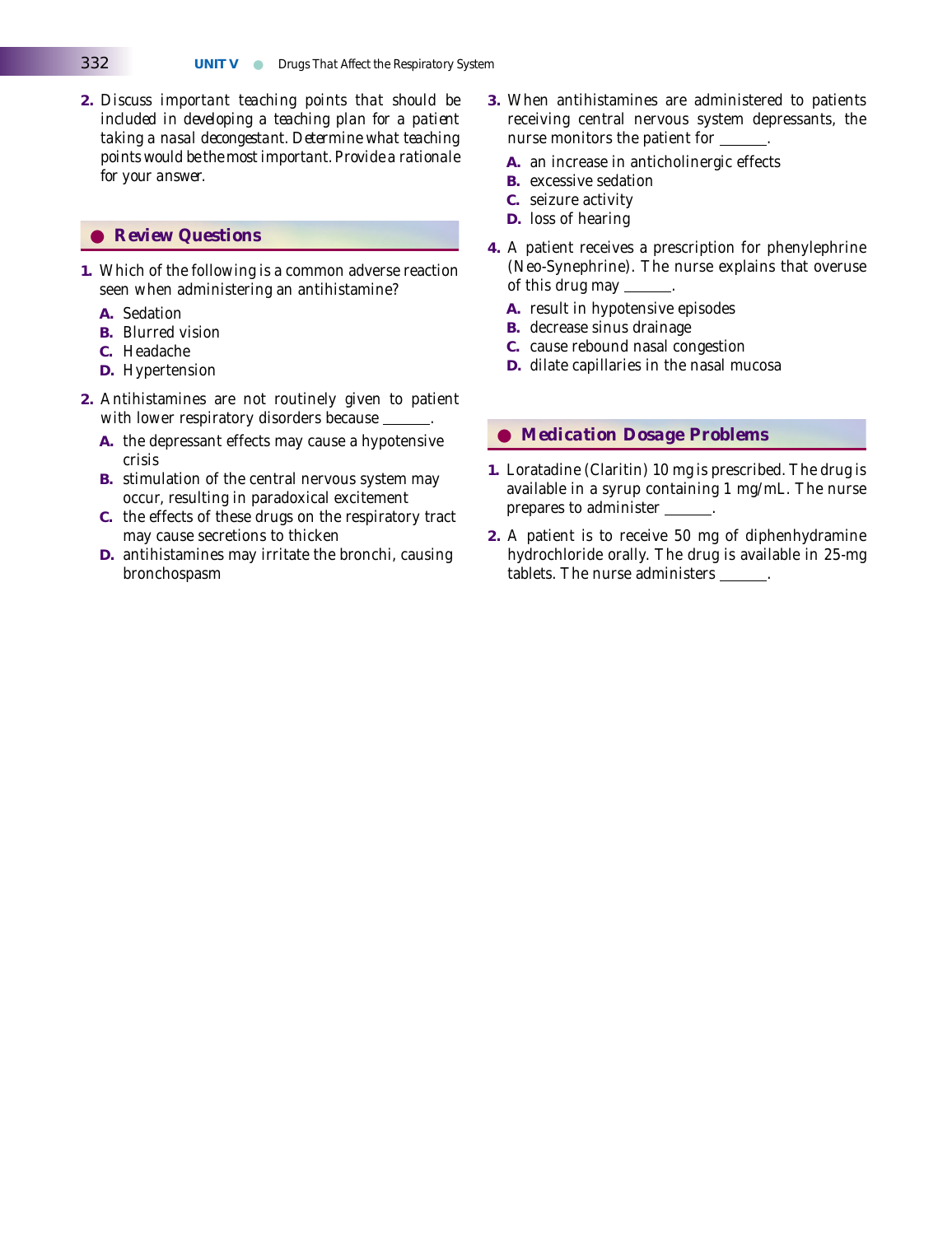2. *Discuss important teaching points that should be included in developing a teaching plan for a patient taking a nasal decongestant. Determine what teaching points would be the most important. Provide a rationale for your answer.*

## Review Questions

1. Which of the following is a common adverse reaction seen when administering an antihistamine?
   - **A.** Sedation
   - **B.** Blurred vision
   - **C.** Headache
   - **D.** Hypertension

2. Antihistamines are not routinely given to patient with lower respiratory disorders because ______.
   - **A.** the depressant effects may cause a hypotensive crisis
   - **B.** stimulation of the central nervous system may occur, resulting in paradoxical excitement
   - **C.** the effects of these drugs on the respiratory tract may cause secretions to thicken
   - **D.** antihistamines may irritate the bronchi, causing bronchospasm

3. When antihistamines are administered to patients receiving central nervous system depressants, the nurse monitors the patient for ______.
   - **A.** an increase in anticholinergic effects
   - **B.** excessive sedation
   - **C.** seizure activity
   - **D.** loss of hearing

4. A patient receives a prescription for phenylephrine (Neo-Synephrine). The nurse explains that overuse of this drug may ______.
   - **A.** result in hypotensive episodes
   - **B.** decrease sinus drainage
   - **C.** cause rebound nasal congestion
   - **D.** dilate capillaries in the nasal mucosa

## Medication Dosage Problems

1. Loratadine (Claritin) 10 mg is prescribed. The drug is available in a syrup containing 1 mg/mL. The nurse prepares to administer ______.

2. A patient is to receive 50 mg of diphenhydramine hydrochloride orally. The drug is available in 25-mg tablets. The nurse administers ______.